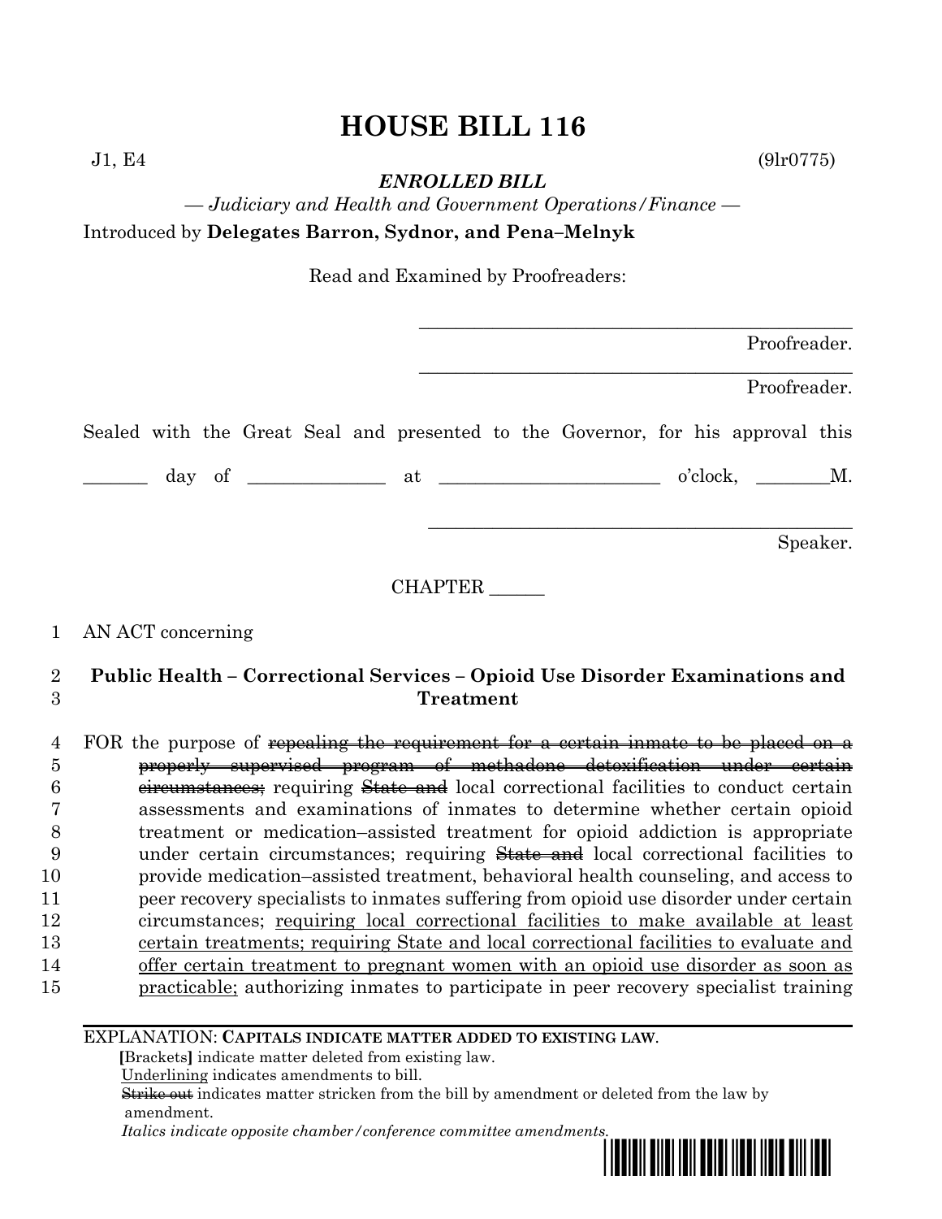# HOUSE BILL 116

J1, E4 (9lr0775)

***ENROLLED BILL***

*— Judiciary and Health and Government Operations/Finance —*

Introduced by **Delegates Barron, Sydnor, and Pena–Melnyk**

Read and Examined by Proofreaders:

_______________________________________________ Proofreader.

_______________________________________________ Proofreader.

Sealed with the Great Seal and presented to the Governor, for his approval this

_______ day of ______________ at _______________________ o'clock, ________M.

_______________________________________________ Speaker.

CHAPTER ______

1 AN ACT concerning

2 **Public Health – Correctional Services – Opioid Use Disorder Examinations and**
3 **Treatment**

4 FOR the purpose of ~~repealing the requirement for a certain inmate to be placed on a~~
5 ~~properly supervised program of methadone detoxification under certain~~
6 ~~circumstances;~~ requiring ~~State and~~ local correctional facilities to conduct certain
7 assessments and examinations of inmates to determine whether certain opioid
8 treatment or medication–assisted treatment for opioid addiction is appropriate
9 under certain circumstances; requiring ~~State and~~ local correctional facilities to
10 provide medication–assisted treatment, behavioral health counseling, and access to
11 peer recovery specialists to inmates suffering from opioid use disorder under certain
12 circumstances; <u>requiring local correctional facilities to make available at least</u>
13 <u>certain treatments; requiring State and local correctional facilities to evaluate and</u>
14 <u>offer certain treatment to pregnant women with an opioid use disorder as soon as</u>
15 <u>practicable;</u> authorizing inmates to participate in peer recovery specialist training

EXPLANATION: **CAPITALS INDICATE MATTER ADDED TO EXISTING LAW.**
**[**Brackets**]** indicate matter deleted from existing law.
<u>Underlining</u> indicates amendments to bill.
~~Strike out~~ indicates matter stricken from the bill by amendment or deleted from the law by amendment.
*Italics indicate opposite chamber/conference committee amendments.*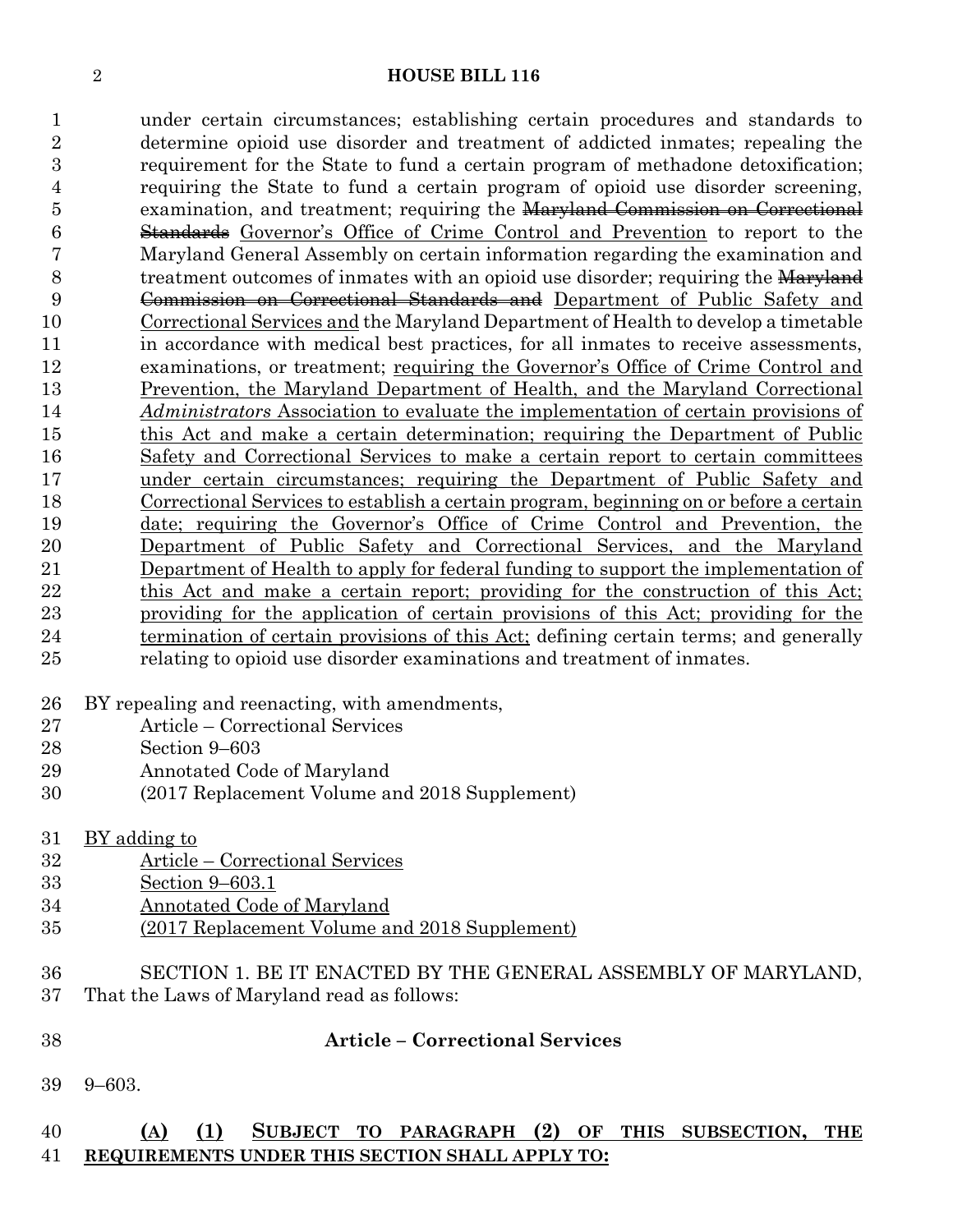under certain circumstances; establishing certain procedures and standards to determine opioid use disorder and treatment of addicted inmates; repealing the requirement for the State to fund a certain program of methadone detoxification; requiring the State to fund a certain program of opioid use disorder screening, examination, and treatment; requiring the ~~Maryland Commission on Correctional Standards~~ Governor's Office of Crime Control and Prevention to report to the Maryland General Assembly on certain information regarding the examination and treatment outcomes of inmates with an opioid use disorder; requiring the ~~Maryland Commission on Correctional Standards and~~ Department of Public Safety and Correctional Services and the Maryland Department of Health to develop a timetable in accordance with medical best practices, for all inmates to receive assessments, examinations, or treatment; requiring the Governor's Office of Crime Control and Prevention, the Maryland Department of Health, and the Maryland Correctional *Administrators* Association to evaluate the implementation of certain provisions of this Act and make a certain determination; requiring the Department of Public Safety and Correctional Services to make a certain report to certain committees under certain circumstances; requiring the Department of Public Safety and Correctional Services to establish a certain program, beginning on or before a certain date; requiring the Governor's Office of Crime Control and Prevention, the Department of Public Safety and Correctional Services, and the Maryland Department of Health to apply for federal funding to support the implementation of this Act and make a certain report; providing for the construction of this Act; providing for the application of certain provisions of this Act; providing for the termination of certain provisions of this Act; defining certain terms; and generally relating to opioid use disorder examinations and treatment of inmates.

BY repealing and reenacting, with amendments,
Article – Correctional Services
Section 9–603
Annotated Code of Maryland
(2017 Replacement Volume and 2018 Supplement)

BY adding to
Article – Correctional Services
Section 9–603.1
Annotated Code of Maryland
(2017 Replacement Volume and 2018 Supplement)

SECTION 1. BE IT ENACTED BY THE GENERAL ASSEMBLY OF MARYLAND, That the Laws of Maryland read as follows:

**Article – Correctional Services**

9–603.

**(A) (1) SUBJECT TO PARAGRAPH (2) OF THIS SUBSECTION, THE REQUIREMENTS UNDER THIS SECTION SHALL APPLY TO:**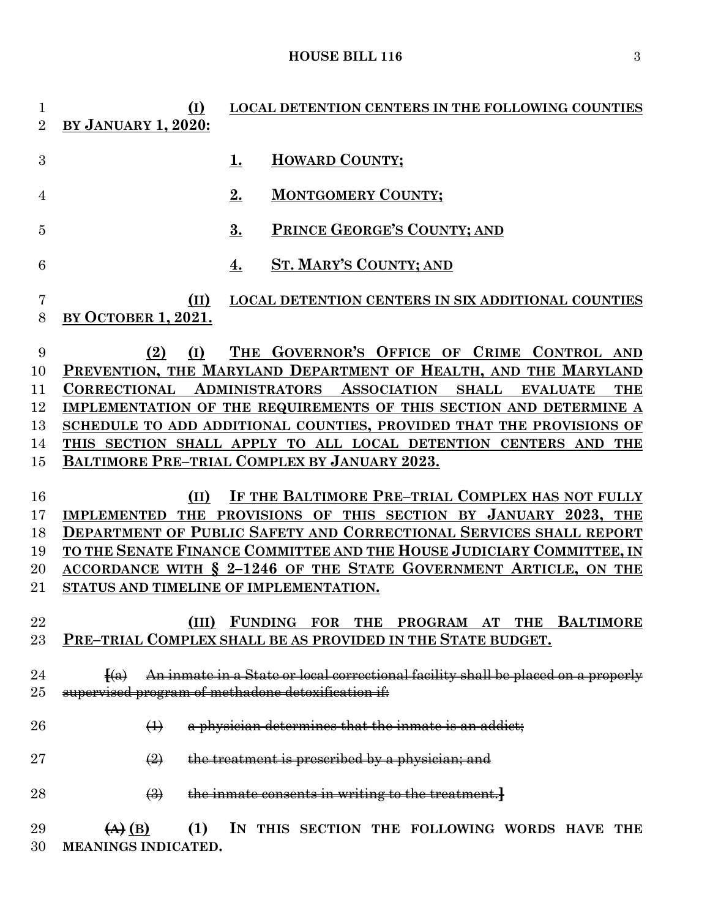(I) LOCAL DETENTION CENTERS IN THE FOLLOWING COUNTIES BY JANUARY 1, 2020:

1. HOWARD COUNTY;

2. MONTGOMERY COUNTY;

3. PRINCE GEORGE'S COUNTY; AND

4. ST. MARY'S COUNTY; AND

(II) LOCAL DETENTION CENTERS IN SIX ADDITIONAL COUNTIES BY OCTOBER 1, 2021.

(2) (I) THE GOVERNOR'S OFFICE OF CRIME CONTROL AND PREVENTION, THE MARYLAND DEPARTMENT OF HEALTH, AND THE MARYLAND CORRECTIONAL ADMINISTRATORS ASSOCIATION SHALL EVALUATE THE IMPLEMENTATION OF THE REQUIREMENTS OF THIS SECTION AND DETERMINE A SCHEDULE TO ADD ADDITIONAL COUNTIES, PROVIDED THAT THE PROVISIONS OF THIS SECTION SHALL APPLY TO ALL LOCAL DETENTION CENTERS AND THE BALTIMORE PRE–TRIAL COMPLEX BY JANUARY 2023.

(II) IF THE BALTIMORE PRE–TRIAL COMPLEX HAS NOT FULLY IMPLEMENTED THE PROVISIONS OF THIS SECTION BY JANUARY 2023, THE DEPARTMENT OF PUBLIC SAFETY AND CORRECTIONAL SERVICES SHALL REPORT TO THE SENATE FINANCE COMMITTEE AND THE HOUSE JUDICIARY COMMITTEE, IN ACCORDANCE WITH § 2–1246 OF THE STATE GOVERNMENT ARTICLE, ON THE STATUS AND TIMELINE OF IMPLEMENTATION.

(III) FUNDING FOR THE PROGRAM AT THE BALTIMORE PRE–TRIAL COMPLEX SHALL BE AS PROVIDED IN THE STATE BUDGET.

~~[(a) An inmate in a State or local correctional facility shall be placed on a properly supervised program of methadone detoxification if:~~

~~(1) a physician determines that the inmate is an addict;~~

~~(2) the treatment is prescribed by a physician; and~~

~~(3) the inmate consents in writing to the treatment.]~~

~~(A)~~ (B) (1) IN THIS SECTION THE FOLLOWING WORDS HAVE THE MEANINGS INDICATED.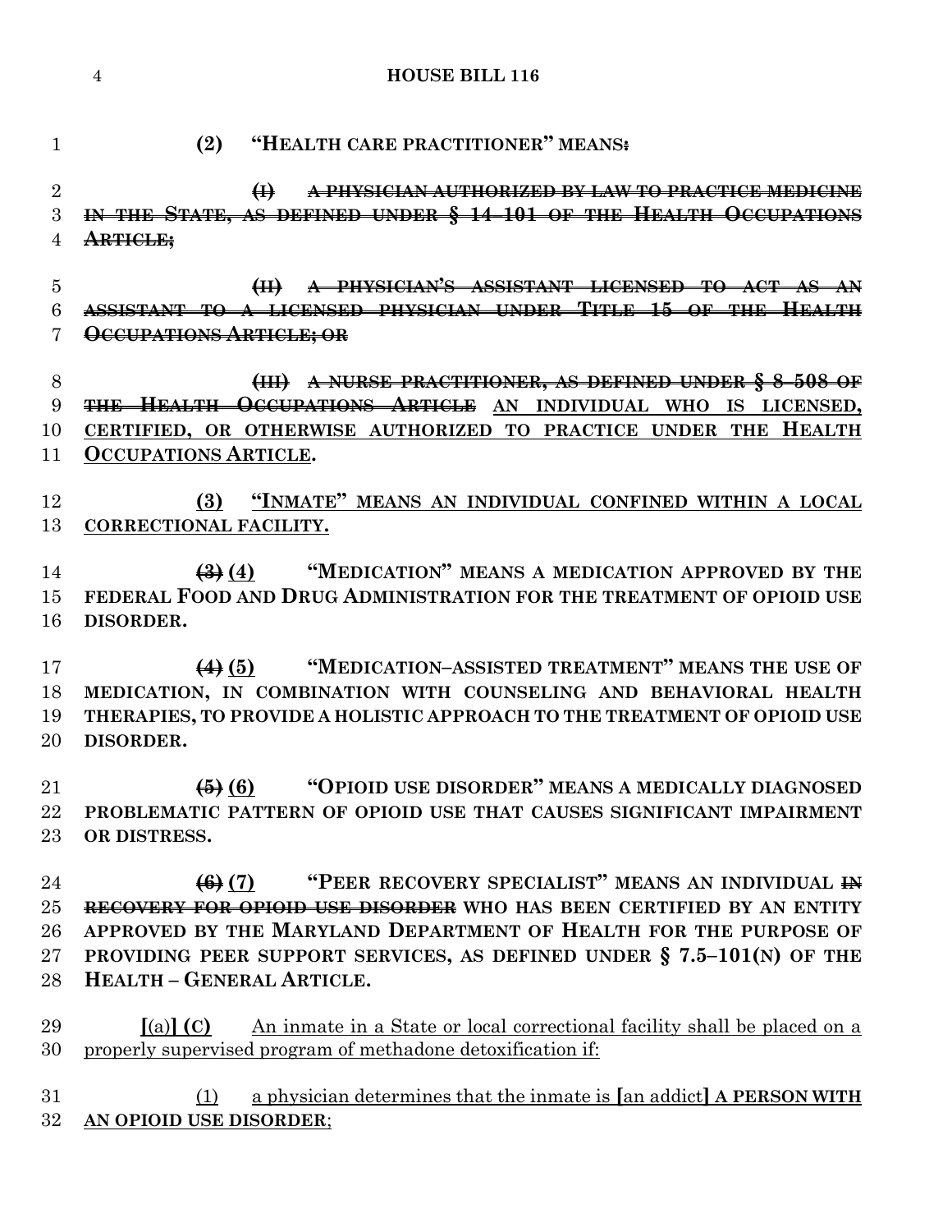**(2) "HEALTH CARE PRACTITIONER" MEANS~~:~~**

~~**(I) A PHYSICIAN AUTHORIZED BY LAW TO PRACTICE MEDICINE IN THE STATE, AS DEFINED UNDER § 14–101 OF THE HEALTH OCCUPATIONS ARTICLE;**~~

~~**(II) A PHYSICIAN'S ASSISTANT LICENSED TO ACT AS AN ASSISTANT TO A LICENSED PHYSICIAN UNDER TITLE 15 OF THE HEALTH OCCUPATIONS ARTICLE; OR**~~

~~**(III) A NURSE PRACTITIONER, AS DEFINED UNDER § 8–508 OF THE HEALTH OCCUPATIONS ARTICLE**~~ <u>**AN INDIVIDUAL WHO IS LICENSED, CERTIFIED, OR OTHERWISE AUTHORIZED TO PRACTICE UNDER THE HEALTH OCCUPATIONS ARTICLE**</u>**.**

<u>**(3) "INMATE" MEANS AN INDIVIDUAL CONFINED WITHIN A LOCAL CORRECTIONAL FACILITY.**</u>

~~**(3)**~~ <u>**(4)**</u> **"MEDICATION" MEANS A MEDICATION APPROVED BY THE FEDERAL FOOD AND DRUG ADMINISTRATION FOR THE TREATMENT OF OPIOID USE DISORDER.**

~~**(4)**~~ <u>**(5)**</u> **"MEDICATION–ASSISTED TREATMENT" MEANS THE USE OF MEDICATION, IN COMBINATION WITH COUNSELING AND BEHAVIORAL HEALTH THERAPIES, TO PROVIDE A HOLISTIC APPROACH TO THE TREATMENT OF OPIOID USE DISORDER.**

~~**(5)**~~ <u>**(6)**</u> **"OPIOID USE DISORDER" MEANS A MEDICALLY DIAGNOSED PROBLEMATIC PATTERN OF OPIOID USE THAT CAUSES SIGNIFICANT IMPAIRMENT OR DISTRESS.**

~~**(6)**~~ <u>**(7)**</u> **"PEER RECOVERY SPECIALIST" MEANS AN INDIVIDUAL** ~~**IN RECOVERY FOR OPIOID USE DISORDER**~~ **WHO HAS BEEN CERTIFIED BY AN ENTITY APPROVED BY THE MARYLAND DEPARTMENT OF HEALTH FOR THE PURPOSE OF PROVIDING PEER SUPPORT SERVICES, AS DEFINED UNDER § 7.5–101(N) OF THE HEALTH – GENERAL ARTICLE.**

**[**(a)**] (C)** <u>An inmate in a State or local correctional facility shall be placed on a properly supervised program of methadone detoxification if:</u>

<u>(1) a physician determines that the inmate is</u> **[**<u>an addict</u>**]** <u>**A PERSON WITH AN OPIOID USE DISORDER**;</u>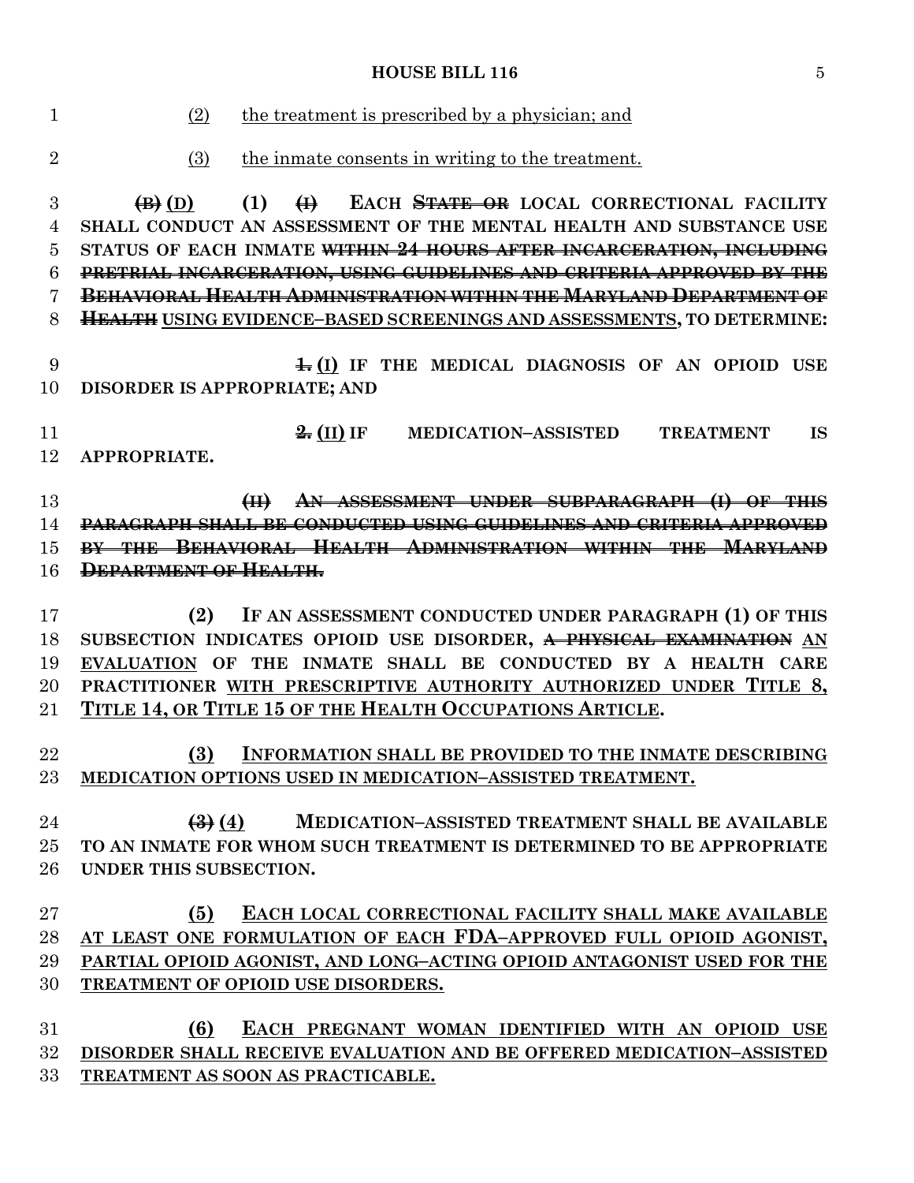(2) the treatment is prescribed by a physician; and

(3) the inmate consents in writing to the treatment.

~~(B)~~ (D) (1) ~~(I)~~ EACH ~~STATE OR~~ LOCAL CORRECTIONAL FACILITY SHALL CONDUCT AN ASSESSMENT OF THE MENTAL HEALTH AND SUBSTANCE USE STATUS OF EACH INMATE ~~WITHIN 24 HOURS AFTER INCARCERATION, INCLUDING PRETRIAL INCARCERATION, USING GUIDELINES AND CRITERIA APPROVED BY THE BEHAVIORAL HEALTH ADMINISTRATION WITHIN THE MARYLAND DEPARTMENT OF HEALTH~~ USING EVIDENCE–BASED SCREENINGS AND ASSESSMENTS, TO DETERMINE:

~~1.~~ (I) IF THE MEDICAL DIAGNOSIS OF AN OPIOID USE DISORDER IS APPROPRIATE; AND

~~2.~~ (II) IF MEDICATION–ASSISTED TREATMENT IS APPROPRIATE.

~~(II) AN ASSESSMENT UNDER SUBPARAGRAPH (I) OF THIS PARAGRAPH SHALL BE CONDUCTED USING GUIDELINES AND CRITERIA APPROVED BY THE BEHAVIORAL HEALTH ADMINISTRATION WITHIN THE MARYLAND DEPARTMENT OF HEALTH.~~

(2) IF AN ASSESSMENT CONDUCTED UNDER PARAGRAPH (1) OF THIS SUBSECTION INDICATES OPIOID USE DISORDER, ~~A PHYSICAL EXAMINATION~~ AN EVALUATION OF THE INMATE SHALL BE CONDUCTED BY A HEALTH CARE PRACTITIONER WITH PRESCRIPTIVE AUTHORITY AUTHORIZED UNDER TITLE 8, TITLE 14, OR TITLE 15 OF THE HEALTH OCCUPATIONS ARTICLE.

(3) INFORMATION SHALL BE PROVIDED TO THE INMATE DESCRIBING MEDICATION OPTIONS USED IN MEDICATION–ASSISTED TREATMENT.

~~(3)~~ (4) MEDICATION–ASSISTED TREATMENT SHALL BE AVAILABLE TO AN INMATE FOR WHOM SUCH TREATMENT IS DETERMINED TO BE APPROPRIATE UNDER THIS SUBSECTION.

(5) EACH LOCAL CORRECTIONAL FACILITY SHALL MAKE AVAILABLE AT LEAST ONE FORMULATION OF EACH FDA–APPROVED FULL OPIOID AGONIST, PARTIAL OPIOID AGONIST, AND LONG–ACTING OPIOID ANTAGONIST USED FOR THE TREATMENT OF OPIOID USE DISORDERS.

(6) EACH PREGNANT WOMAN IDENTIFIED WITH AN OPIOID USE DISORDER SHALL RECEIVE EVALUATION AND BE OFFERED MEDICATION–ASSISTED TREATMENT AS SOON AS PRACTICABLE.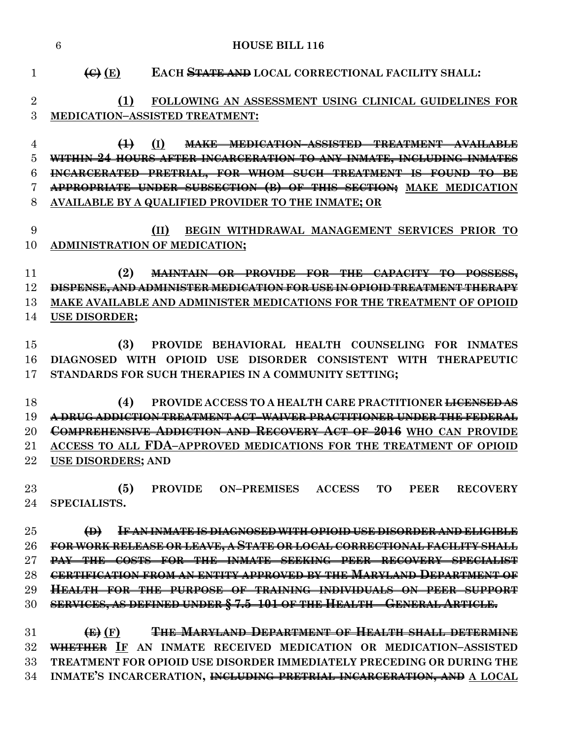~~(C)~~ <u>(E)</u> EACH ~~STATE AND~~ LOCAL CORRECTIONAL FACILITY SHALL:

<u>(1) FOLLOWING AN ASSESSMENT USING CLINICAL GUIDELINES FOR MEDICATION–ASSISTED TREATMENT:</u>

~~(1)~~ <u>(I)</u> ~~MAKE MEDICATION–ASSISTED TREATMENT AVAILABLE WITHIN 24 HOURS AFTER INCARCERATION TO ANY INMATE, INCLUDING INMATES INCARCERATED PRETRIAL, FOR WHOM SUCH TREATMENT IS FOUND TO BE APPROPRIATE UNDER SUBSECTION (B) OF THIS SECTION;~~ <u>MAKE MEDICATION AVAILABLE BY A QUALIFIED PROVIDER TO THE INMATE; OR</u>

<u>(II) BEGIN WITHDRAWAL MANAGEMENT SERVICES PRIOR TO ADMINISTRATION OF MEDICATION;</u>

(2) ~~MAINTAIN OR PROVIDE FOR THE CAPACITY TO POSSESS, DISPENSE, AND ADMINISTER MEDICATION FOR USE IN OPIOID TREATMENT THERAPY~~ <u>MAKE AVAILABLE AND ADMINISTER MEDICATIONS FOR THE TREATMENT OF OPIOID USE DISORDER</u>;

(3) PROVIDE BEHAVIORAL HEALTH COUNSELING FOR INMATES DIAGNOSED WITH OPIOID USE DISORDER CONSISTENT WITH THERAPEUTIC STANDARDS FOR SUCH THERAPIES IN A COMMUNITY SETTING;

(4) PROVIDE ACCESS TO A HEALTH CARE PRACTITIONER ~~LICENSED AS A DRUG ADDICTION TREATMENT ACT–WAIVER PRACTITIONER UNDER THE FEDERAL COMPREHENSIVE ADDICTION AND RECOVERY ACT OF 2016~~ <u>WHO CAN PROVIDE ACCESS TO ALL FDA–APPROVED MEDICATIONS FOR THE TREATMENT OF OPIOID USE DISORDERS</u>; AND

(5) PROVIDE ON–PREMISES ACCESS TO PEER RECOVERY SPECIALISTS.

~~(D) IF AN INMATE IS DIAGNOSED WITH OPIOID USE DISORDER AND ELIGIBLE FOR WORK RELEASE OR LEAVE, A STATE OR LOCAL CORRECTIONAL FACILITY SHALL PAY THE COSTS FOR THE INMATE SEEKING PEER RECOVERY SPECIALIST CERTIFICATION FROM AN ENTITY APPROVED BY THE MARYLAND DEPARTMENT OF HEALTH FOR THE PURPOSE OF TRAINING INDIVIDUALS ON PEER SUPPORT SERVICES, AS DEFINED UNDER § 7.5–101 OF THE HEALTH – GENERAL ARTICLE.~~

~~(E)~~ <u>(F)</u> ~~THE MARYLAND DEPARTMENT OF HEALTH SHALL DETERMINE WHETHER~~ <u>IF</u> AN INMATE RECEIVED MEDICATION OR MEDICATION–ASSISTED TREATMENT FOR OPIOID USE DISORDER IMMEDIATELY PRECEDING OR DURING THE INMATE'S INCARCERATION, ~~INCLUDING PRETRIAL INCARCERATION, AND~~ <u>A LOCAL</u>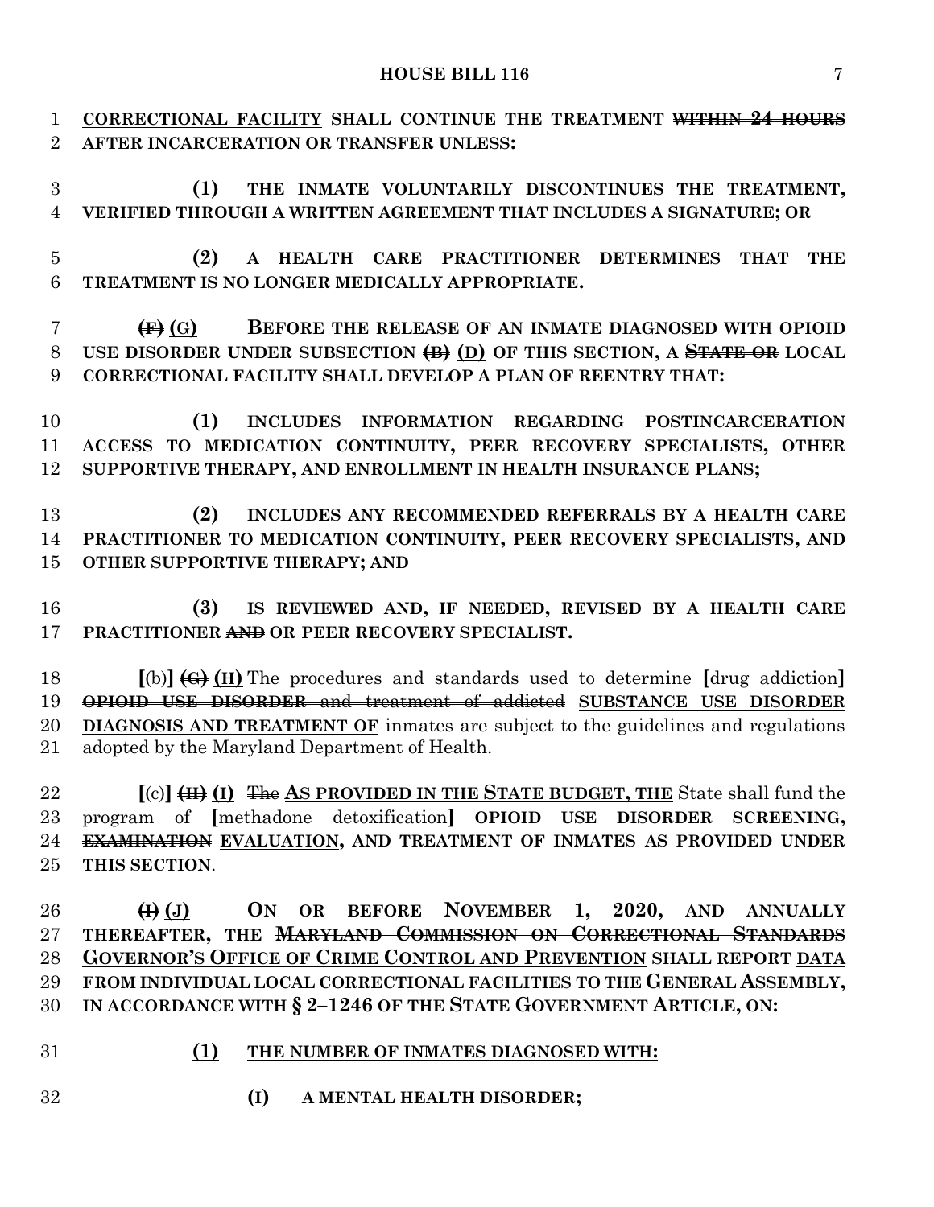CORRECTIONAL FACILITY SHALL CONTINUE THE TREATMENT ~~WITHIN 24 HOURS~~ AFTER INCARCERATION OR TRANSFER UNLESS:

(1) THE INMATE VOLUNTARILY DISCONTINUES THE TREATMENT, VERIFIED THROUGH A WRITTEN AGREEMENT THAT INCLUDES A SIGNATURE; OR

(2) A HEALTH CARE PRACTITIONER DETERMINES THAT THE TREATMENT IS NO LONGER MEDICALLY APPROPRIATE.

~~(F)~~ (G) BEFORE THE RELEASE OF AN INMATE DIAGNOSED WITH OPIOID USE DISORDER UNDER SUBSECTION ~~(B)~~ (D) OF THIS SECTION, A ~~STATE OR~~ LOCAL CORRECTIONAL FACILITY SHALL DEVELOP A PLAN OF REENTRY THAT:

(1) INCLUDES INFORMATION REGARDING POSTINCARCERATION ACCESS TO MEDICATION CONTINUITY, PEER RECOVERY SPECIALISTS, OTHER SUPPORTIVE THERAPY, AND ENROLLMENT IN HEALTH INSURANCE PLANS;

(2) INCLUDES ANY RECOMMENDED REFERRALS BY A HEALTH CARE PRACTITIONER TO MEDICATION CONTINUITY, PEER RECOVERY SPECIALISTS, AND OTHER SUPPORTIVE THERAPY; AND

(3) IS REVIEWED AND, IF NEEDED, REVISED BY A HEALTH CARE PRACTITIONER ~~AND~~ OR PEER RECOVERY SPECIALIST.

[(b)] ~~(G)~~ (H) The procedures and standards used to determine [drug addiction] ~~OPIOID USE DISORDER and treatment of addicted~~ SUBSTANCE USE DISORDER DIAGNOSIS AND TREATMENT OF inmates are subject to the guidelines and regulations adopted by the Maryland Department of Health.

[(c)] ~~(H)~~ (I) ~~The~~ AS PROVIDED IN THE STATE BUDGET, THE State shall fund the program of [methadone detoxification] OPIOID USE DISORDER SCREENING, ~~EXAMINATION~~ EVALUATION, AND TREATMENT OF INMATES AS PROVIDED UNDER THIS SECTION.

~~(I)~~ (J) ON OR BEFORE NOVEMBER 1, 2020, AND ANNUALLY THEREAFTER, THE ~~MARYLAND COMMISSION ON CORRECTIONAL STANDARDS~~ GOVERNOR'S OFFICE OF CRIME CONTROL AND PREVENTION SHALL REPORT DATA FROM INDIVIDUAL LOCAL CORRECTIONAL FACILITIES TO THE GENERAL ASSEMBLY, IN ACCORDANCE WITH § 2–1246 OF THE STATE GOVERNMENT ARTICLE, ON:

(1) THE NUMBER OF INMATES DIAGNOSED WITH:

(I) A MENTAL HEALTH DISORDER;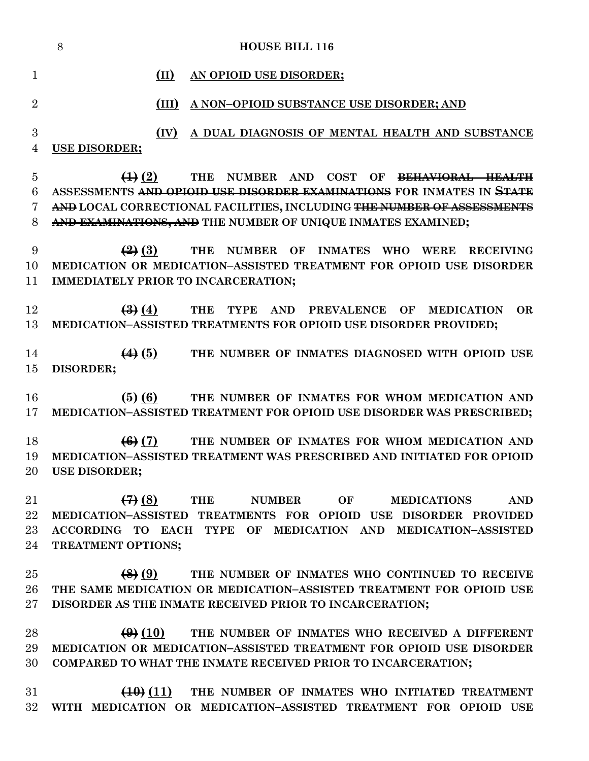(II) AN OPIOID USE DISORDER;

(III) A NON–OPIOID SUBSTANCE USE DISORDER; AND

(IV) A DUAL DIAGNOSIS OF MENTAL HEALTH AND SUBSTANCE USE DISORDER;

~~(1)~~ (2) THE NUMBER AND COST OF ~~BEHAVIORAL HEALTH~~ ASSESSMENTS ~~AND OPIOID USE DISORDER EXAMINATIONS~~ FOR INMATES IN ~~STATE AND~~ LOCAL CORRECTIONAL FACILITIES, INCLUDING ~~THE NUMBER OF ASSESSMENTS AND EXAMINATIONS, AND~~ THE NUMBER OF UNIQUE INMATES EXAMINED;

~~(2)~~ (3) THE NUMBER OF INMATES WHO WERE RECEIVING MEDICATION OR MEDICATION–ASSISTED TREATMENT FOR OPIOID USE DISORDER IMMEDIATELY PRIOR TO INCARCERATION;

~~(3)~~ (4) THE TYPE AND PREVALENCE OF MEDICATION OR MEDICATION–ASSISTED TREATMENTS FOR OPIOID USE DISORDER PROVIDED;

~~(4)~~ (5) THE NUMBER OF INMATES DIAGNOSED WITH OPIOID USE DISORDER;

~~(5)~~ (6) THE NUMBER OF INMATES FOR WHOM MEDICATION AND MEDICATION–ASSISTED TREATMENT FOR OPIOID USE DISORDER WAS PRESCRIBED;

~~(6)~~ (7) THE NUMBER OF INMATES FOR WHOM MEDICATION AND MEDICATION–ASSISTED TREATMENT WAS PRESCRIBED AND INITIATED FOR OPIOID USE DISORDER;

~~(7)~~ (8) THE NUMBER OF MEDICATIONS AND MEDICATION–ASSISTED TREATMENTS FOR OPIOID USE DISORDER PROVIDED ACCORDING TO EACH TYPE OF MEDICATION AND MEDICATION–ASSISTED TREATMENT OPTIONS;

~~(8)~~ (9) THE NUMBER OF INMATES WHO CONTINUED TO RECEIVE THE SAME MEDICATION OR MEDICATION–ASSISTED TREATMENT FOR OPIOID USE DISORDER AS THE INMATE RECEIVED PRIOR TO INCARCERATION;

~~(9)~~ (10) THE NUMBER OF INMATES WHO RECEIVED A DIFFERENT MEDICATION OR MEDICATION–ASSISTED TREATMENT FOR OPIOID USE DISORDER COMPARED TO WHAT THE INMATE RECEIVED PRIOR TO INCARCERATION;

~~(10)~~ (11) THE NUMBER OF INMATES WHO INITIATED TREATMENT WITH MEDICATION OR MEDICATION–ASSISTED TREATMENT FOR OPIOID USE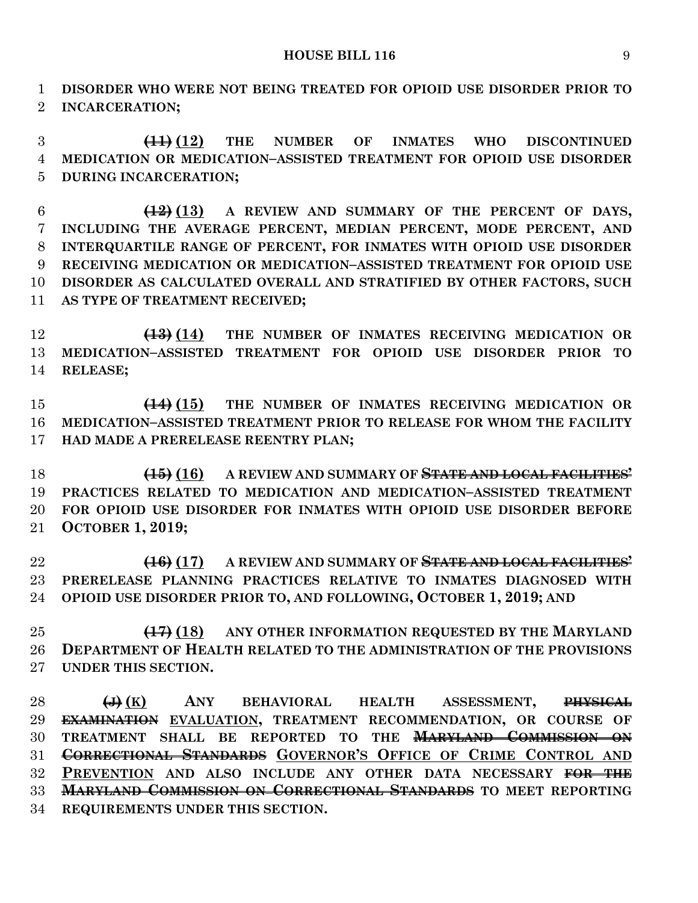**DISORDER WHO WERE NOT BEING TREATED FOR OPIOID USE DISORDER PRIOR TO INCARCERATION;**

~~**(11)**~~ <u>**(12)**</u> **THE NUMBER OF INMATES WHO DISCONTINUED MEDICATION OR MEDICATION–ASSISTED TREATMENT FOR OPIOID USE DISORDER DURING INCARCERATION;**

~~**(12)**~~ <u>**(13)**</u> **A REVIEW AND SUMMARY OF THE PERCENT OF DAYS, INCLUDING THE AVERAGE PERCENT, MEDIAN PERCENT, MODE PERCENT, AND INTERQUARTILE RANGE OF PERCENT, FOR INMATES WITH OPIOID USE DISORDER RECEIVING MEDICATION OR MEDICATION–ASSISTED TREATMENT FOR OPIOID USE DISORDER AS CALCULATED OVERALL AND STRATIFIED BY OTHER FACTORS, SUCH AS TYPE OF TREATMENT RECEIVED;**

~~**(13)**~~ <u>**(14)**</u> **THE NUMBER OF INMATES RECEIVING MEDICATION OR MEDICATION–ASSISTED TREATMENT FOR OPIOID USE DISORDER PRIOR TO RELEASE;**

~~**(14)**~~ <u>**(15)**</u> **THE NUMBER OF INMATES RECEIVING MEDICATION OR MEDICATION–ASSISTED TREATMENT PRIOR TO RELEASE FOR WHOM THE FACILITY HAD MADE A PRERELEASE REENTRY PLAN;**

~~**(15)**~~ <u>**(16)**</u> **A REVIEW AND SUMMARY OF** ~~**STATE AND LOCAL FACILITIES'**~~ **PRACTICES RELATED TO MEDICATION AND MEDICATION–ASSISTED TREATMENT FOR OPIOID USE DISORDER FOR INMATES WITH OPIOID USE DISORDER BEFORE OCTOBER 1, 2019;**

~~**(16)**~~ <u>**(17)**</u> **A REVIEW AND SUMMARY OF** ~~**STATE AND LOCAL FACILITIES'**~~ **PRERELEASE PLANNING PRACTICES RELATIVE TO INMATES DIAGNOSED WITH OPIOID USE DISORDER PRIOR TO, AND FOLLOWING, OCTOBER 1, 2019; AND**

~~**(17)**~~ <u>**(18)**</u> **ANY OTHER INFORMATION REQUESTED BY THE MARYLAND DEPARTMENT OF HEALTH RELATED TO THE ADMINISTRATION OF THE PROVISIONS UNDER THIS SECTION.**

~~**(J)**~~ <u>**(K)**</u> **ANY BEHAVIORAL HEALTH ASSESSMENT,** ~~**PHYSICAL EXAMINATION**~~ <u>**EVALUATION**</u>**, TREATMENT RECOMMENDATION, OR COURSE OF TREATMENT SHALL BE REPORTED TO THE** ~~**MARYLAND COMMISSION ON CORRECTIONAL STANDARDS**~~ <u>**GOVERNOR'S OFFICE OF CRIME CONTROL AND PREVENTION**</u> **AND ALSO INCLUDE ANY OTHER DATA NECESSARY** ~~**FOR THE MARYLAND COMMISSION ON CORRECTIONAL STANDARDS**~~ **TO MEET REPORTING REQUIREMENTS UNDER THIS SECTION.**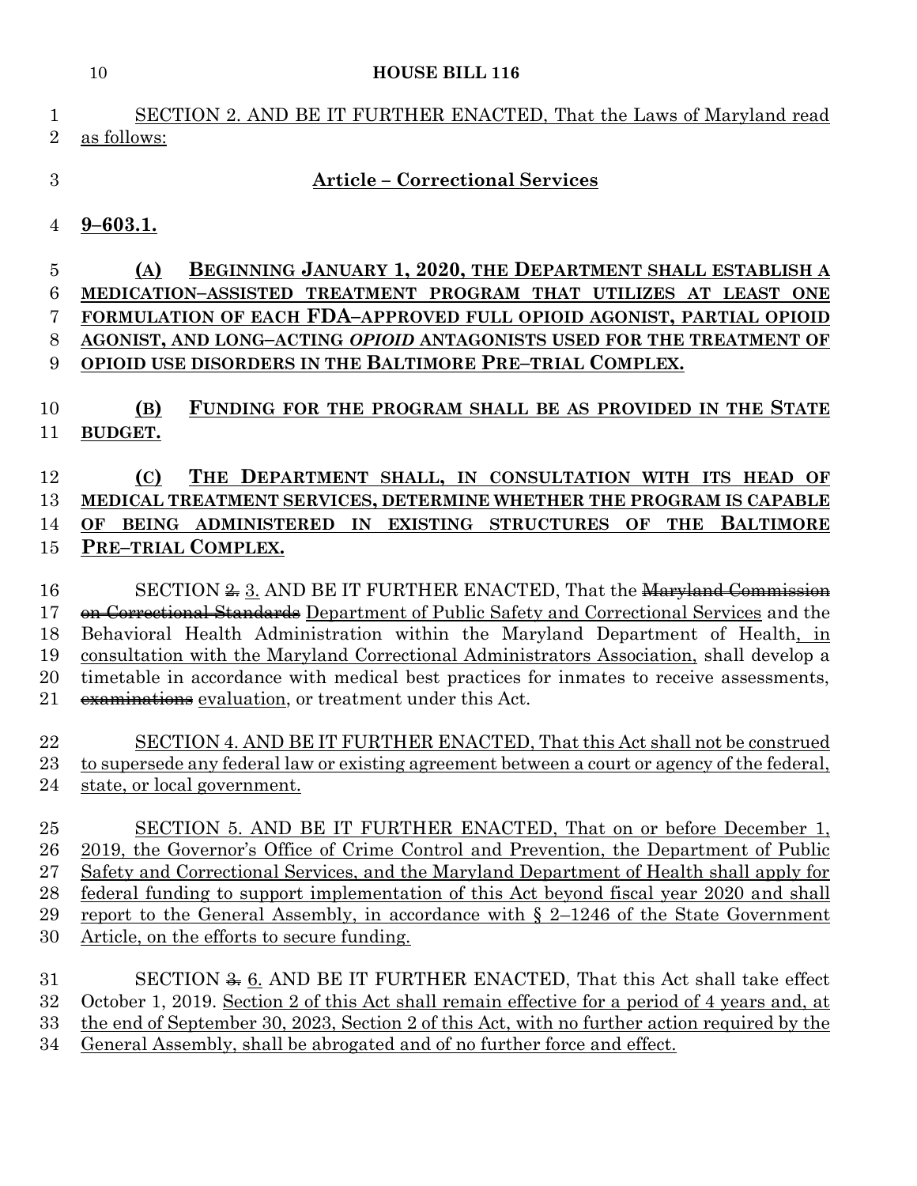SECTION 2. AND BE IT FURTHER ENACTED, That the Laws of Maryland read as follows:

**Article – Correctional Services**

**9–603.1.**

**(A) BEGINNING JANUARY 1, 2020, THE DEPARTMENT SHALL ESTABLISH A MEDICATION–ASSISTED TREATMENT PROGRAM THAT UTILIZES AT LEAST ONE FORMULATION OF EACH FDA–APPROVED FULL OPIOID AGONIST, PARTIAL OPIOID AGONIST, AND LONG–ACTING *OPIOID* ANTAGONISTS USED FOR THE TREATMENT OF OPIOID USE DISORDERS IN THE BALTIMORE PRE–TRIAL COMPLEX.**

**(B) FUNDING FOR THE PROGRAM SHALL BE AS PROVIDED IN THE STATE BUDGET.**

**(C) THE DEPARTMENT SHALL, IN CONSULTATION WITH ITS HEAD OF MEDICAL TREATMENT SERVICES, DETERMINE WHETHER THE PROGRAM IS CAPABLE OF BEING ADMINISTERED IN EXISTING STRUCTURES OF THE BALTIMORE PRE–TRIAL COMPLEX.**

SECTION ~~2.~~ 3. AND BE IT FURTHER ENACTED, That the ~~Maryland Commission on Correctional Standards~~ Department of Public Safety and Correctional Services and the Behavioral Health Administration within the Maryland Department of Health, in consultation with the Maryland Correctional Administrators Association, shall develop a timetable in accordance with medical best practices for inmates to receive assessments, ~~examinations~~ evaluation, or treatment under this Act.

SECTION 4. AND BE IT FURTHER ENACTED, That this Act shall not be construed to supersede any federal law or existing agreement between a court or agency of the federal, state, or local government.

SECTION 5. AND BE IT FURTHER ENACTED, That on or before December 1, 2019, the Governor's Office of Crime Control and Prevention, the Department of Public Safety and Correctional Services, and the Maryland Department of Health shall apply for federal funding to support implementation of this Act beyond fiscal year 2020 and shall report to the General Assembly, in accordance with § 2–1246 of the State Government Article, on the efforts to secure funding.

SECTION ~~3.~~ 6. AND BE IT FURTHER ENACTED, That this Act shall take effect October 1, 2019. Section 2 of this Act shall remain effective for a period of 4 years and, at the end of September 30, 2023, Section 2 of this Act, with no further action required by the General Assembly, shall be abrogated and of no further force and effect.